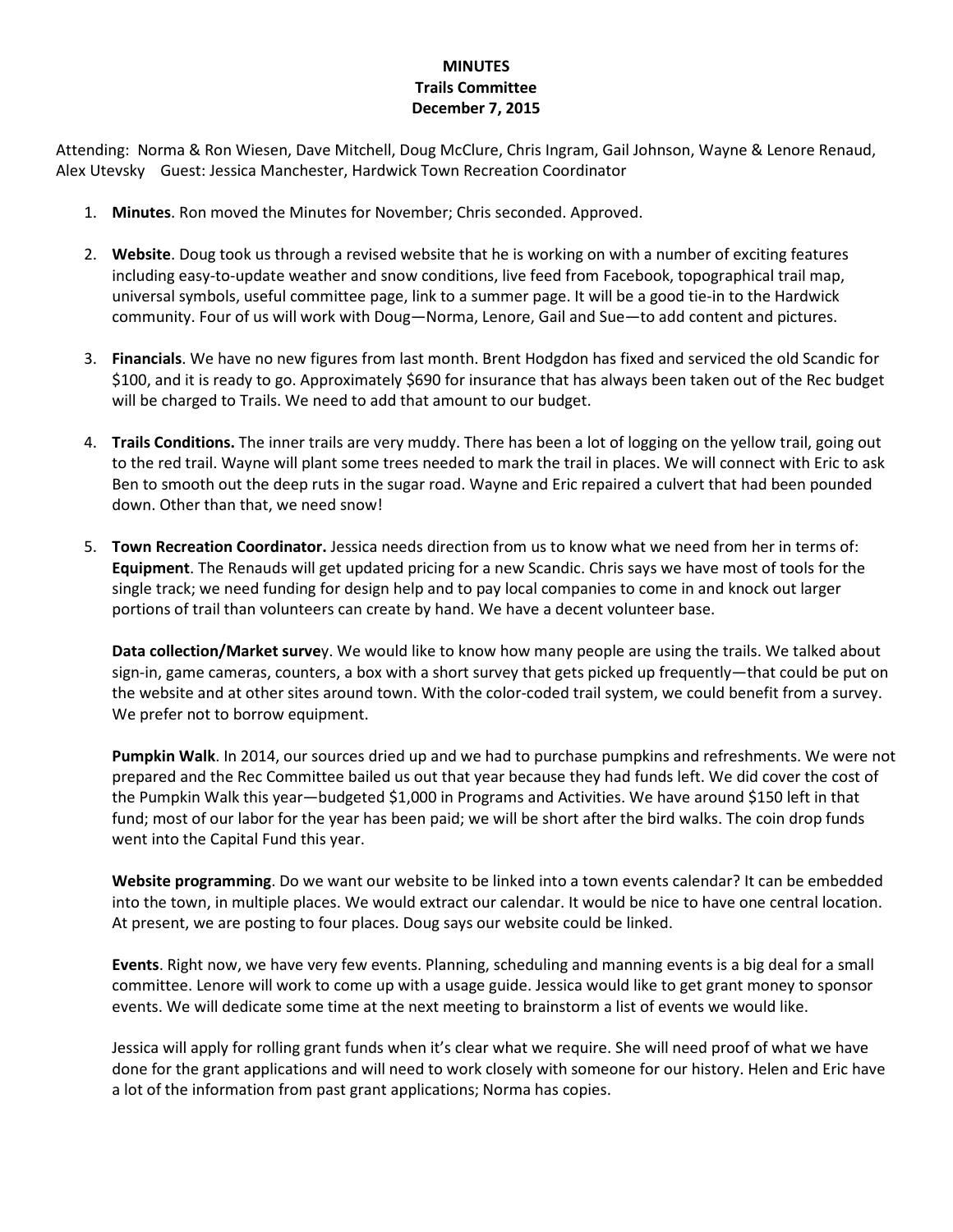**MINUTES**
**Trails Committee**
**December 7, 2015**

Attending: Norma & Ron Wiesen, Dave Mitchell, Doug McClure, Chris Ingram, Gail Johnson, Wayne & Lenore Renaud, Alex Utevsky  Guest: Jessica Manchester, Hardwick Town Recreation Coordinator

1. **Minutes**. Ron moved the Minutes for November; Chris seconded. Approved.

2. **Website**. Doug took us through a revised website that he is working on with a number of exciting features including easy-to-update weather and snow conditions, live feed from Facebook, topographical trail map, universal symbols, useful committee page, link to a summer page. It will be a good tie-in to the Hardwick community. Four of us will work with Doug—Norma, Lenore, Gail and Sue—to add content and pictures.

3. **Financials**. We have no new figures from last month. Brent Hodgdon has fixed and serviced the old Scandic for $100, and it is ready to go. Approximately $690 for insurance that has always been taken out of the Rec budget will be charged to Trails. We need to add that amount to our budget.

4. **Trails Conditions.** The inner trails are very muddy. There has been a lot of logging on the yellow trail, going out to the red trail. Wayne will plant some trees needed to mark the trail in places. We will connect with Eric to ask Ben to smooth out the deep ruts in the sugar road. Wayne and Eric repaired a culvert that had been pounded down. Other than that, we need snow!

5. **Town Recreation Coordinator.** Jessica needs direction from us to know what we need from her in terms of: **Equipment**. The Renauds will get updated pricing for a new Scandic. Chris says we have most of tools for the single track; we need funding for design help and to pay local companies to come in and knock out larger portions of trail than volunteers can create by hand. We have a decent volunteer base.

   **Data collection/Market survey**. We would like to know how many people are using the trails. We talked about sign-in, game cameras, counters, a box with a short survey that gets picked up frequently—that could be put on the website and at other sites around town. With the color-coded trail system, we could benefit from a survey. We prefer not to borrow equipment.

   **Pumpkin Walk**. In 2014, our sources dried up and we had to purchase pumpkins and refreshments. We were not prepared and the Rec Committee bailed us out that year because they had funds left. We did cover the cost of the Pumpkin Walk this year—budgeted $1,000 in Programs and Activities. We have around $150 left in that fund; most of our labor for the year has been paid; we will be short after the bird walks. The coin drop funds went into the Capital Fund this year.

   **Website programming**. Do we want our website to be linked into a town events calendar? It can be embedded into the town, in multiple places. We would extract our calendar. It would be nice to have one central location. At present, we are posting to four places. Doug says our website could be linked.

   **Events**. Right now, we have very few events. Planning, scheduling and manning events is a big deal for a small committee. Lenore will work to come up with a usage guide. Jessica would like to get grant money to sponsor events. We will dedicate some time at the next meeting to brainstorm a list of events we would like.

   Jessica will apply for rolling grant funds when it's clear what we require. She will need proof of what we have done for the grant applications and will need to work closely with someone for our history. Helen and Eric have a lot of the information from past grant applications; Norma has copies.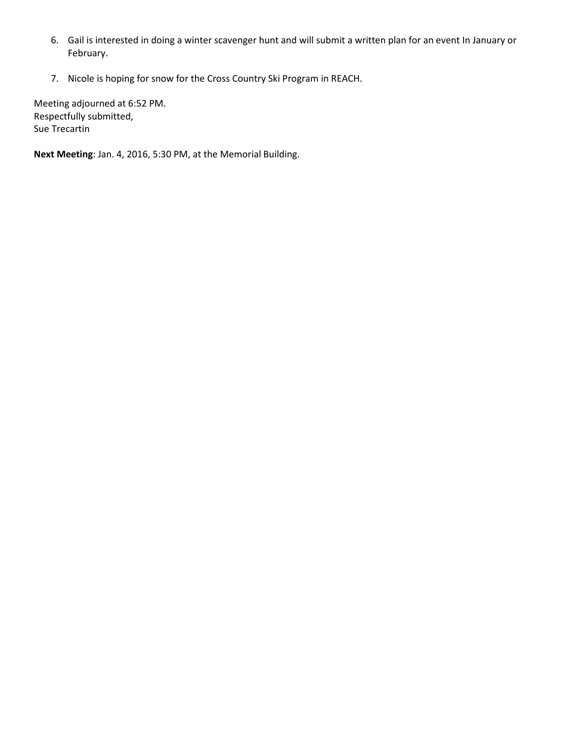6. Gail is interested in doing a winter scavenger hunt and will submit a written plan for an event In January or February.

7. Nicole is hoping for snow for the Cross Country Ski Program in REACH.

Meeting adjourned at 6:52 PM.
Respectfully submitted,
Sue Trecartin

**Next Meeting**: Jan. 4, 2016, 5:30 PM, at the Memorial Building.